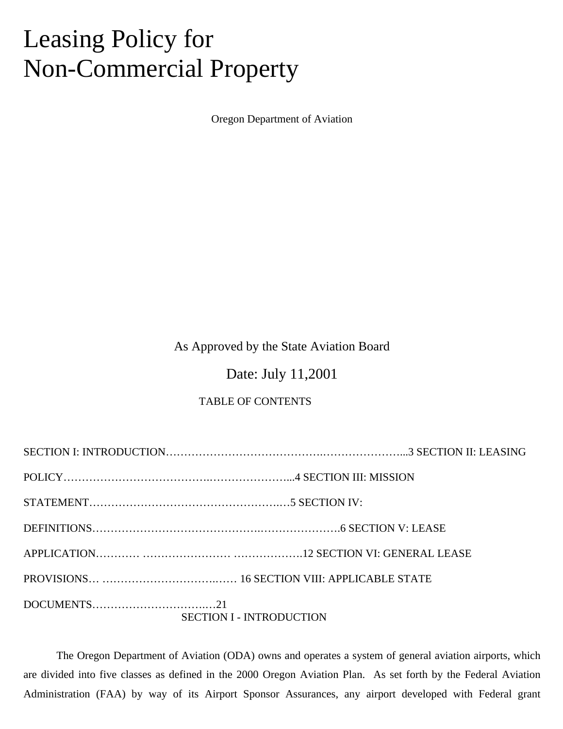# Leasing Policy for Non-Commercial Property

Oregon Department of Aviation

As Approved by the State Aviation Board

Date: July 11,2001

TABLE OF CONTENTS

SECTION I: INTRODUCTION…………………………………….…………………...3
SECTION II: LEASING POLICY……………………………….…………………...4
SECTION III: MISSION STATEMENT……………………………………………..…5
SECTION IV: DEFINITIONS……………………….…………….….…………………6
SECTION V: LEASE APPLICATION………… …………………… ……………….12
SECTION VI: GENERAL LEASE PROVISIONS… …………………………….…… 16
SECTION VIII: APPLICABLE STATE DOCUMENTS…………………………..…21

## SECTION I - INTRODUCTION

The Oregon Department of Aviation (ODA) owns and operates a system of general aviation airports, which are divided into five classes as defined in the 2000 Oregon Aviation Plan. As set forth by the Federal Aviation Administration (FAA) by way of its Airport Sponsor Assurances, any airport developed with Federal grant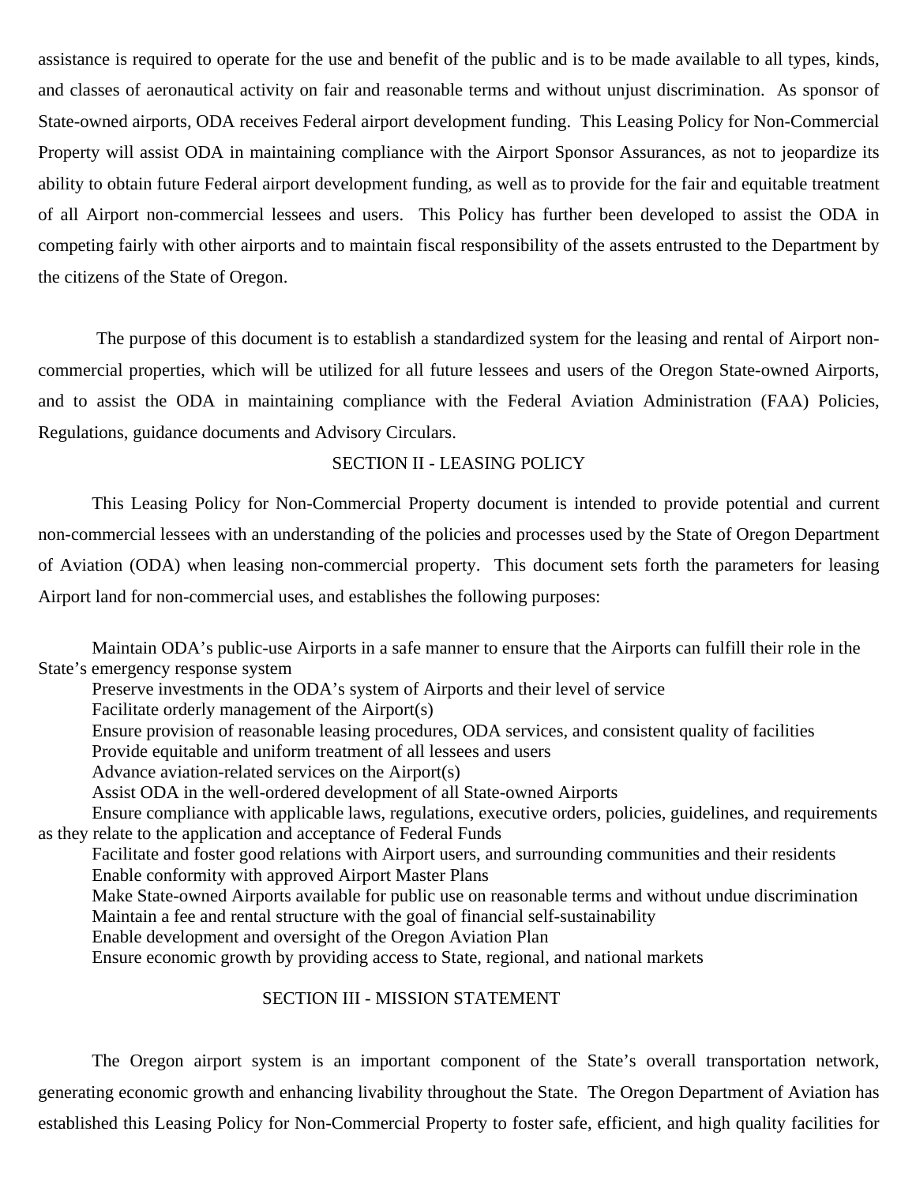assistance is required to operate for the use and benefit of the public and is to be made available to all types, kinds, and classes of aeronautical activity on fair and reasonable terms and without unjust discrimination. As sponsor of State-owned airports, ODA receives Federal airport development funding. This Leasing Policy for Non-Commercial Property will assist ODA in maintaining compliance with the Airport Sponsor Assurances, as not to jeopardize its ability to obtain future Federal airport development funding, as well as to provide for the fair and equitable treatment of all Airport non-commercial lessees and users. This Policy has further been developed to assist the ODA in competing fairly with other airports and to maintain fiscal responsibility of the assets entrusted to the Department by the citizens of the State of Oregon.

The purpose of this document is to establish a standardized system for the leasing and rental of Airport non-commercial properties, which will be utilized for all future lessees and users of the Oregon State-owned Airports, and to assist the ODA in maintaining compliance with the Federal Aviation Administration (FAA) Policies, Regulations, guidance documents and Advisory Circulars.

## SECTION II - LEASING POLICY

This Leasing Policy for Non-Commercial Property document is intended to provide potential and current non-commercial lessees with an understanding of the policies and processes used by the State of Oregon Department of Aviation (ODA) when leasing non-commercial property. This document sets forth the parameters for leasing Airport land for non-commercial uses, and establishes the following purposes:

- Maintain ODA's public-use Airports in a safe manner to ensure that the Airports can fulfill their role in the State's emergency response system
- Preserve investments in the ODA's system of Airports and their level of service
- Facilitate orderly management of the Airport(s)
- Ensure provision of reasonable leasing procedures, ODA services, and consistent quality of facilities
- Provide equitable and uniform treatment of all lessees and users
- Advance aviation-related services on the Airport(s)
- Assist ODA in the well-ordered development of all State-owned Airports
- Ensure compliance with applicable laws, regulations, executive orders, policies, guidelines, and requirements as they relate to the application and acceptance of Federal Funds
- Facilitate and foster good relations with Airport users, and surrounding communities and their residents
- Enable conformity with approved Airport Master Plans
- Make State-owned Airports available for public use on reasonable terms and without undue discrimination
- Maintain a fee and rental structure with the goal of financial self-sustainability
- Enable development and oversight of the Oregon Aviation Plan
- Ensure economic growth by providing access to State, regional, and national markets

## SECTION III - MISSION STATEMENT

The Oregon airport system is an important component of the State's overall transportation network, generating economic growth and enhancing livability throughout the State. The Oregon Department of Aviation has established this Leasing Policy for Non-Commercial Property to foster safe, efficient, and high quality facilities for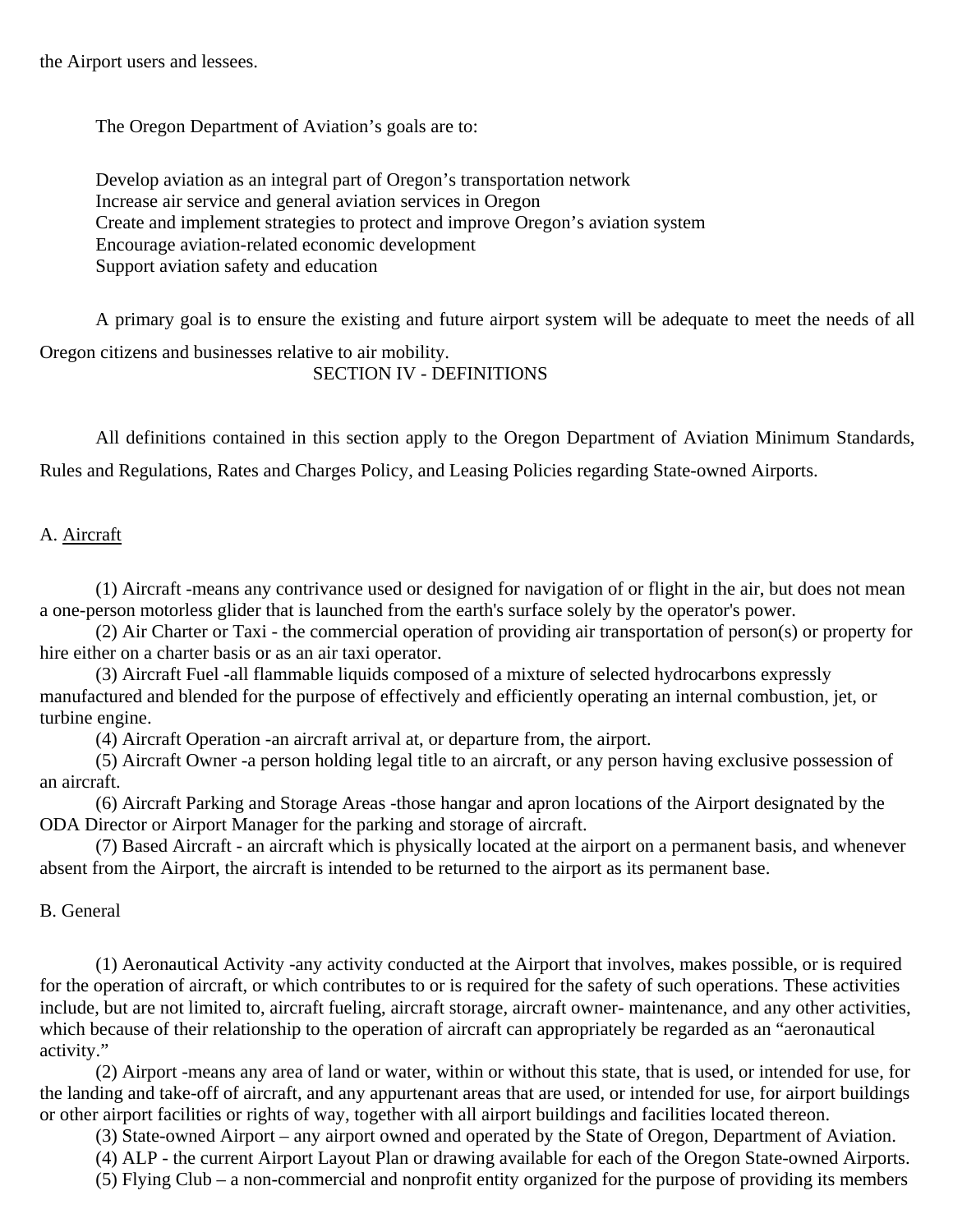the Airport users and lessees.

The Oregon Department of Aviation's goals are to:

Develop aviation as an integral part of Oregon's transportation network
Increase air service and general aviation services in Oregon
Create and implement strategies to protect and improve Oregon's aviation system
Encourage aviation-related economic development
Support aviation safety and education

A primary goal is to ensure the existing and future airport system will be adequate to meet the needs of all Oregon citizens and businesses relative to air mobility.

## SECTION IV - DEFINITIONS

All definitions contained in this section apply to the Oregon Department of Aviation Minimum Standards, Rules and Regulations, Rates and Charges Policy, and Leasing Policies regarding State-owned Airports.

A. Aircraft

(1) Aircraft -means any contrivance used or designed for navigation of or flight in the air, but does not mean a one-person motorless glider that is launched from the earth's surface solely by the operator's power.

(2) Air Charter or Taxi - the commercial operation of providing air transportation of person(s) or property for hire either on a charter basis or as an air taxi operator.

(3) Aircraft Fuel -all flammable liquids composed of a mixture of selected hydrocarbons expressly manufactured and blended for the purpose of effectively and efficiently operating an internal combustion, jet, or turbine engine.

(4) Aircraft Operation -an aircraft arrival at, or departure from, the airport.

(5) Aircraft Owner -a person holding legal title to an aircraft, or any person having exclusive possession of an aircraft.

(6) Aircraft Parking and Storage Areas -those hangar and apron locations of the Airport designated by the ODA Director or Airport Manager for the parking and storage of aircraft.

(7) Based Aircraft - an aircraft which is physically located at the airport on a permanent basis, and whenever absent from the Airport, the aircraft is intended to be returned to the airport as its permanent base.

B. General

(1) Aeronautical Activity -any activity conducted at the Airport that involves, makes possible, or is required for the operation of aircraft, or which contributes to or is required for the safety of such operations. These activities include, but are not limited to, aircraft fueling, aircraft storage, aircraft owner- maintenance, and any other activities, which because of their relationship to the operation of aircraft can appropriately be regarded as an "aeronautical activity."

(2) Airport -means any area of land or water, within or without this state, that is used, or intended for use, for the landing and take-off of aircraft, and any appurtenant areas that are used, or intended for use, for airport buildings or other airport facilities or rights of way, together with all airport buildings and facilities located thereon.

(3) State-owned Airport – any airport owned and operated by the State of Oregon, Department of Aviation.

(4) ALP - the current Airport Layout Plan or drawing available for each of the Oregon State-owned Airports.

(5) Flying Club – a non-commercial and nonprofit entity organized for the purpose of providing its members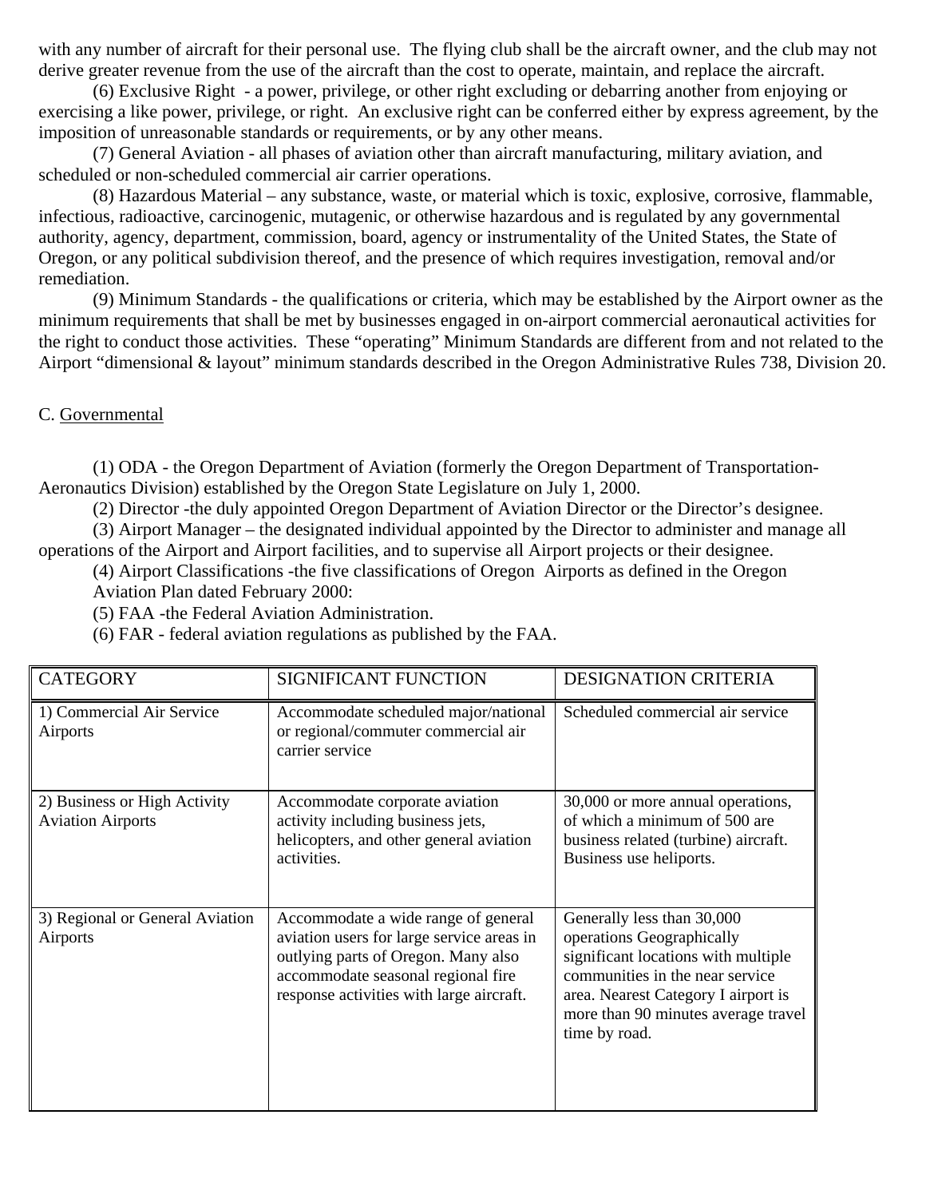with any number of aircraft for their personal use. The flying club shall be the aircraft owner, and the club may not derive greater revenue from the use of the aircraft than the cost to operate, maintain, and replace the aircraft.

(6) Exclusive Right - a power, privilege, or other right excluding or debarring another from enjoying or exercising a like power, privilege, or right. An exclusive right can be conferred either by express agreement, by the imposition of unreasonable standards or requirements, or by any other means.

(7) General Aviation - all phases of aviation other than aircraft manufacturing, military aviation, and scheduled or non-scheduled commercial air carrier operations.

(8) Hazardous Material – any substance, waste, or material which is toxic, explosive, corrosive, flammable, infectious, radioactive, carcinogenic, mutagenic, or otherwise hazardous and is regulated by any governmental authority, agency, department, commission, board, agency or instrumentality of the United States, the State of Oregon, or any political subdivision thereof, and the presence of which requires investigation, removal and/or remediation.

(9) Minimum Standards - the qualifications or criteria, which may be established by the Airport owner as the minimum requirements that shall be met by businesses engaged in on-airport commercial aeronautical activities for the right to conduct those activities. These "operating" Minimum Standards are different from and not related to the Airport "dimensional & layout" minimum standards described in the Oregon Administrative Rules 738, Division 20.

C. Governmental

(1) ODA - the Oregon Department of Aviation (formerly the Oregon Department of Transportation-Aeronautics Division) established by the Oregon State Legislature on July 1, 2000.

(2) Director -the duly appointed Oregon Department of Aviation Director or the Director's designee.

(3) Airport Manager – the designated individual appointed by the Director to administer and manage all operations of the Airport and Airport facilities, and to supervise all Airport projects or their designee.

(4) Airport Classifications -the five classifications of Oregon Airports as defined in the Oregon Aviation Plan dated February 2000:

(5) FAA -the Federal Aviation Administration.

(6) FAR - federal aviation regulations as published by the FAA.

| CATEGORY | SIGNIFICANT FUNCTION | DESIGNATION CRITERIA |
|---|---|---|
| 1) Commercial Air Service Airports | Accommodate scheduled major/national or regional/commuter commercial air carrier service | Scheduled commercial air service |
| 2) Business or High Activity Aviation Airports | Accommodate corporate aviation activity including business jets, helicopters, and other general aviation activities. | 30,000 or more annual operations, of which a minimum of 500 are business related (turbine) aircraft. Business use heliports. |
| 3) Regional or General Aviation Airports | Accommodate a wide range of general aviation users for large service areas in outlying parts of Oregon. Many also accommodate seasonal regional fire response activities with large aircraft. | Generally less than 30,000 operations Geographically significant locations with multiple communities in the near service area. Nearest Category I airport is more than 90 minutes average travel time by road. |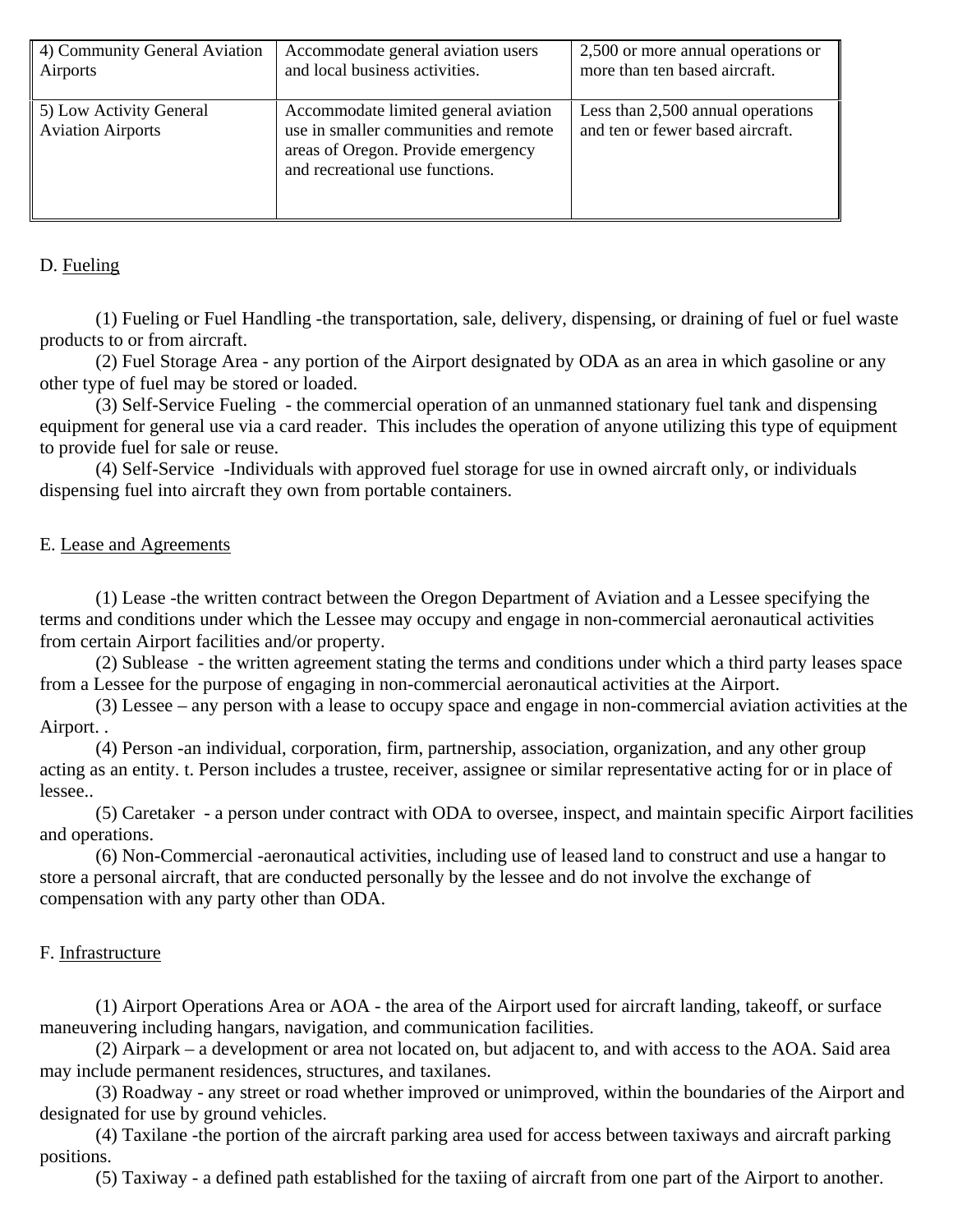| 4) Community General Aviation Airports | Accommodate general aviation users and local business activities. | 2,500 or more annual operations or more than ten based aircraft. |
|---|---|---|
| 5) Low Activity General Aviation Airports | Accommodate limited general aviation use in smaller communities and remote areas of Oregon. Provide emergency and recreational use functions. | Less than 2,500 annual operations and ten or fewer based aircraft. |

D. Fueling

(1) Fueling or Fuel Handling -the transportation, sale, delivery, dispensing, or draining of fuel or fuel waste products to or from aircraft.
(2) Fuel Storage Area - any portion of the Airport designated by ODA as an area in which gasoline or any other type of fuel may be stored or loaded.
(3) Self-Service Fueling - the commercial operation of an unmanned stationary fuel tank and dispensing equipment for general use via a card reader. This includes the operation of anyone utilizing this type of equipment to provide fuel for sale or reuse.
(4) Self-Service -Individuals with approved fuel storage for use in owned aircraft only, or individuals dispensing fuel into aircraft they own from portable containers.

E. Lease and Agreements

(1) Lease -the written contract between the Oregon Department of Aviation and a Lessee specifying the terms and conditions under which the Lessee may occupy and engage in non-commercial aeronautical activities from certain Airport facilities and/or property.
(2) Sublease - the written agreement stating the terms and conditions under which a third party leases space from a Lessee for the purpose of engaging in non-commercial aeronautical activities at the Airport.
(3) Lessee – any person with a lease to occupy space and engage in non-commercial aviation activities at the Airport. .
(4) Person -an individual, corporation, firm, partnership, association, organization, and any other group acting as an entity. t. Person includes a trustee, receiver, assignee or similar representative acting for or in place of lessee..
(5) Caretaker - a person under contract with ODA to oversee, inspect, and maintain specific Airport facilities and operations.
(6) Non-Commercial -aeronautical activities, including use of leased land to construct and use a hangar to store a personal aircraft, that are conducted personally by the lessee and do not involve the exchange of compensation with any party other than ODA.

F. Infrastructure

(1) Airport Operations Area or AOA - the area of the Airport used for aircraft landing, takeoff, or surface maneuvering including hangars, navigation, and communication facilities.
(2) Airpark – a development or area not located on, but adjacent to, and with access to the AOA. Said area may include permanent residences, structures, and taxilanes.
(3) Roadway - any street or road whether improved or unimproved, within the boundaries of the Airport and designated for use by ground vehicles.
(4) Taxilane -the portion of the aircraft parking area used for access between taxiways and aircraft parking positions.
(5) Taxiway - a defined path established for the taxiing of aircraft from one part of the Airport to another.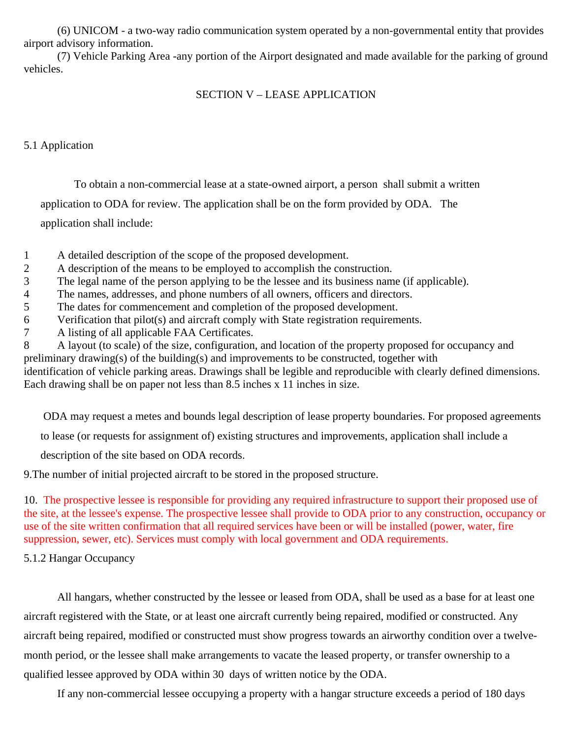(6) UNICOM - a two-way radio communication system operated by a non-governmental entity that provides airport advisory information.

(7) Vehicle Parking Area -any portion of the Airport designated and made available for the parking of ground vehicles.

## SECTION V – LEASE APPLICATION

### 5.1 Application

To obtain a non-commercial lease at a state-owned airport, a person shall submit a written application to ODA for review. The application shall be on the form provided by ODA. The application shall include:

1 A detailed description of the scope of the proposed development.
2 A description of the means to be employed to accomplish the construction.
3 The legal name of the person applying to be the lessee and its business name (if applicable).
4 The names, addresses, and phone numbers of all owners, officers and directors.
5 The dates for commencement and completion of the proposed development.
6 Verification that pilot(s) and aircraft comply with State registration requirements.
7 A listing of all applicable FAA Certificates.
8 A layout (to scale) of the size, configuration, and location of the property proposed for occupancy and preliminary drawing(s) of the building(s) and improvements to be constructed, together with identification of vehicle parking areas. Drawings shall be legible and reproducible with clearly defined dimensions. Each drawing shall be on paper not less than 8.5 inches x 11 inches in size.

ODA may request a metes and bounds legal description of lease property boundaries. For proposed agreements to lease (or requests for assignment of) existing structures and improvements, application shall include a description of the site based on ODA records.

9.The number of initial projected aircraft to be stored in the proposed structure.

10. The prospective lessee is responsible for providing any required infrastructure to support their proposed use of the site, at the lessee's expense. The prospective lessee shall provide to ODA prior to any construction, occupancy or use of the site written confirmation that all required services have been or will be installed (power, water, fire suppression, sewer, etc). Services must comply with local government and ODA requirements.

### 5.1.2 Hangar Occupancy

All hangars, whether constructed by the lessee or leased from ODA, shall be used as a base for at least one aircraft registered with the State, or at least one aircraft currently being repaired, modified or constructed. Any aircraft being repaired, modified or constructed must show progress towards an airworthy condition over a twelve-month period, or the lessee shall make arrangements to vacate the leased property, or transfer ownership to a qualified lessee approved by ODA within 30 days of written notice by the ODA.

If any non-commercial lessee occupying a property with a hangar structure exceeds a period of 180 days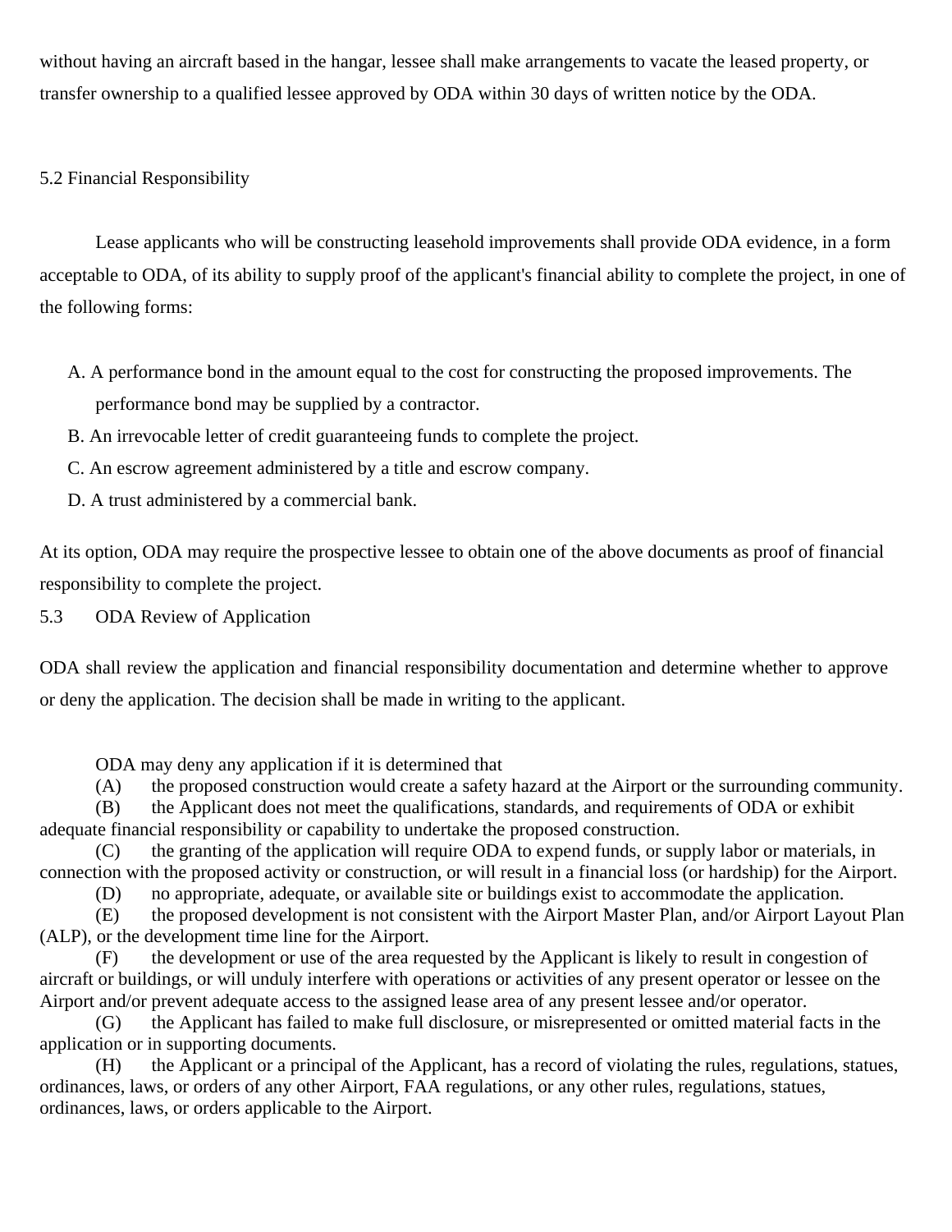without having an aircraft based in the hangar, lessee shall make arrangements to vacate the leased property, or transfer ownership to a qualified lessee approved by ODA within 30 days of written notice by the ODA.

## 5.2 Financial Responsibility

Lease applicants who will be constructing leasehold improvements shall provide ODA evidence, in a form acceptable to ODA, of its ability to supply proof of the applicant's financial ability to complete the project, in one of the following forms:

A. A performance bond in the amount equal to the cost for constructing the proposed improvements. The performance bond may be supplied by a contractor.
B. An irrevocable letter of credit guaranteeing funds to complete the project.
C. An escrow agreement administered by a title and escrow company.
D. A trust administered by a commercial bank.

At its option, ODA may require the prospective lessee to obtain one of the above documents as proof of financial responsibility to complete the project.

## 5.3 ODA Review of Application

ODA shall review the application and financial responsibility documentation and determine whether to approve or deny the application. The decision shall be made in writing to the applicant.

ODA may deny any application if it is determined that

(A) the proposed construction would create a safety hazard at the Airport or the surrounding community.

(B) the Applicant does not meet the qualifications, standards, and requirements of ODA or exhibit adequate financial responsibility or capability to undertake the proposed construction.

(C) the granting of the application will require ODA to expend funds, or supply labor or materials, in connection with the proposed activity or construction, or will result in a financial loss (or hardship) for the Airport.

(D) no appropriate, adequate, or available site or buildings exist to accommodate the application.

(E) the proposed development is not consistent with the Airport Master Plan, and/or Airport Layout Plan (ALP), or the development time line for the Airport.

(F) the development or use of the area requested by the Applicant is likely to result in congestion of aircraft or buildings, or will unduly interfere with operations or activities of any present operator or lessee on the Airport and/or prevent adequate access to the assigned lease area of any present lessee and/or operator.

(G) the Applicant has failed to make full disclosure, or misrepresented or omitted material facts in the application or in supporting documents.

(H) the Applicant or a principal of the Applicant, has a record of violating the rules, regulations, statues, ordinances, laws, or orders of any other Airport, FAA regulations, or any other rules, regulations, statues, ordinances, laws, or orders applicable to the Airport.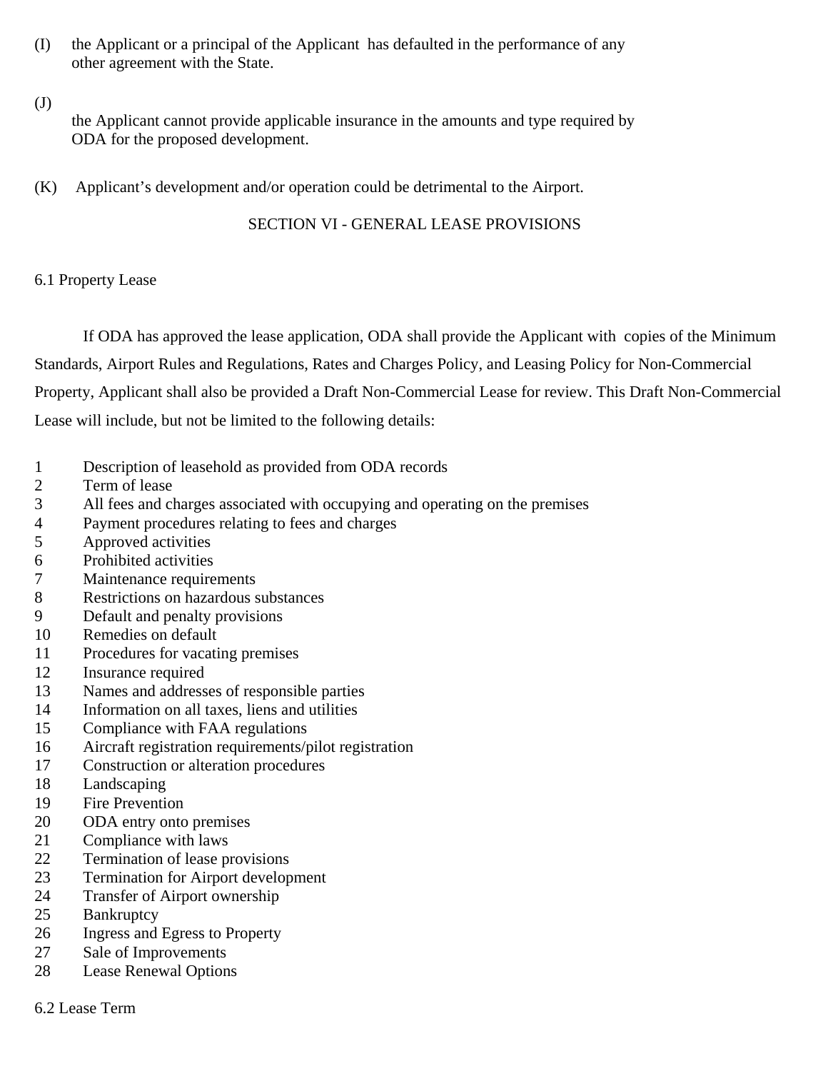(I) the Applicant or a principal of the Applicant has defaulted in the performance of any other agreement with the State.

(J) the Applicant cannot provide applicable insurance in the amounts and type required by ODA for the proposed development.

(K) Applicant's development and/or operation could be detrimental to the Airport.

## SECTION VI - GENERAL LEASE PROVISIONS

### 6.1 Property Lease

If ODA has approved the lease application, ODA shall provide the Applicant with copies of the Minimum Standards, Airport Rules and Regulations, Rates and Charges Policy, and Leasing Policy for Non-Commercial Property, Applicant shall also be provided a Draft Non-Commercial Lease for review. This Draft Non-Commercial Lease will include, but not be limited to the following details:

1. Description of leasehold as provided from ODA records
2. Term of lease
3. All fees and charges associated with occupying and operating on the premises
4. Payment procedures relating to fees and charges
5. Approved activities
6. Prohibited activities
7. Maintenance requirements
8. Restrictions on hazardous substances
9. Default and penalty provisions
10. Remedies on default
11. Procedures for vacating premises
12. Insurance required
13. Names and addresses of responsible parties
14. Information on all taxes, liens and utilities
15. Compliance with FAA regulations
16. Aircraft registration requirements/pilot registration
17. Construction or alteration procedures
18. Landscaping
19. Fire Prevention
20. ODA entry onto premises
21. Compliance with laws
22. Termination of lease provisions
23. Termination for Airport development
24. Transfer of Airport ownership
25. Bankruptcy
26. Ingress and Egress to Property
27. Sale of Improvements
28. Lease Renewal Options

### 6.2 Lease Term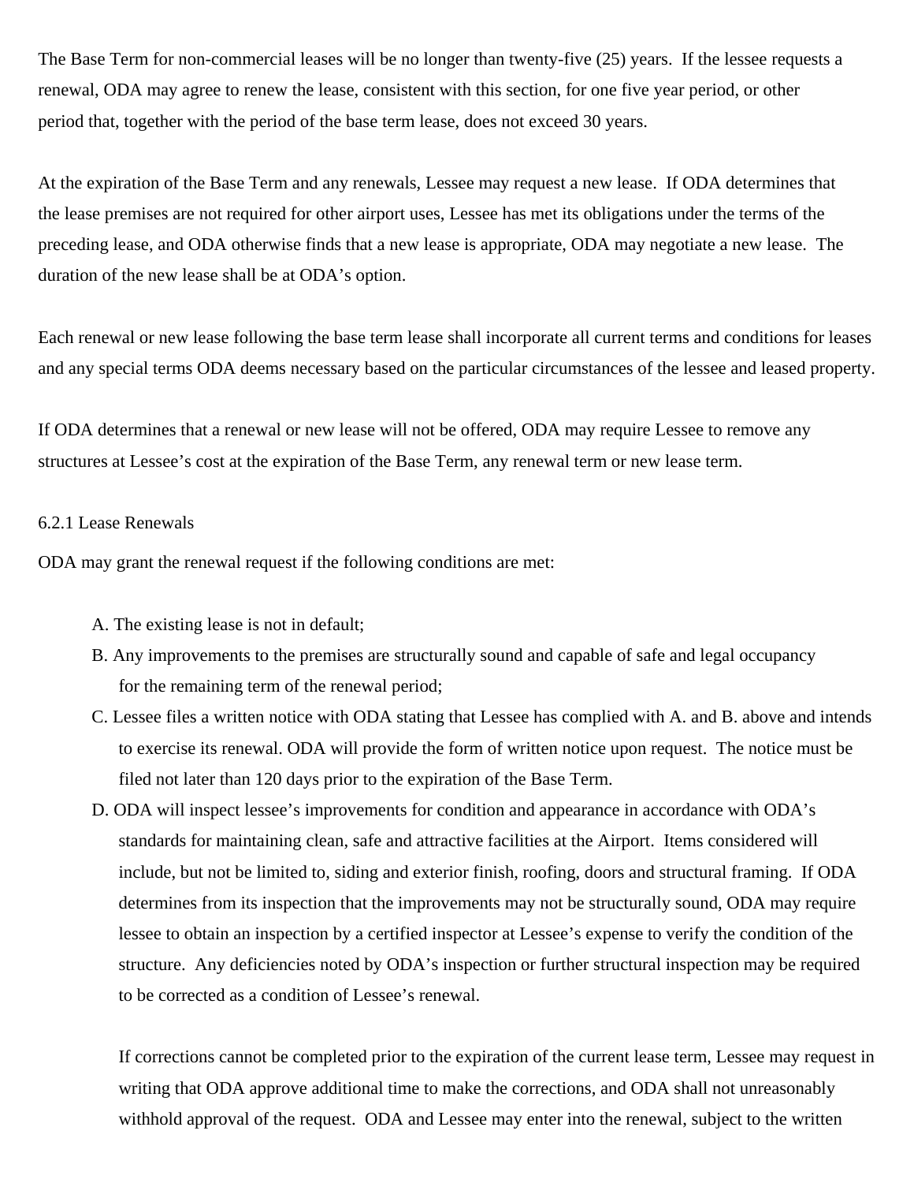The Base Term for non-commercial leases will be no longer than twenty-five (25) years. If the lessee requests a renewal, ODA may agree to renew the lease, consistent with this section, for one five year period, or other period that, together with the period of the base term lease, does not exceed 30 years.

At the expiration of the Base Term and any renewals, Lessee may request a new lease. If ODA determines that the lease premises are not required for other airport uses, Lessee has met its obligations under the terms of the preceding lease, and ODA otherwise finds that a new lease is appropriate, ODA may negotiate a new lease. The duration of the new lease shall be at ODA's option.

Each renewal or new lease following the base term lease shall incorporate all current terms and conditions for leases and any special terms ODA deems necessary based on the particular circumstances of the lessee and leased property.

If ODA determines that a renewal or new lease will not be offered, ODA may require Lessee to remove any structures at Lessee's cost at the expiration of the Base Term, any renewal term or new lease term.

### 6.2.1 Lease Renewals

ODA may grant the renewal request if the following conditions are met:

A. The existing lease is not in default;

B. Any improvements to the premises are structurally sound and capable of safe and legal occupancy for the remaining term of the renewal period;

C. Lessee files a written notice with ODA stating that Lessee has complied with A. and B. above and intends to exercise its renewal. ODA will provide the form of written notice upon request. The notice must be filed not later than 120 days prior to the expiration of the Base Term.

D. ODA will inspect lessee's improvements for condition and appearance in accordance with ODA's standards for maintaining clean, safe and attractive facilities at the Airport. Items considered will include, but not be limited to, siding and exterior finish, roofing, doors and structural framing. If ODA determines from its inspection that the improvements may not be structurally sound, ODA may require lessee to obtain an inspection by a certified inspector at Lessee's expense to verify the condition of the structure. Any deficiencies noted by ODA's inspection or further structural inspection may be required to be corrected as a condition of Lessee's renewal.

   If corrections cannot be completed prior to the expiration of the current lease term, Lessee may request in writing that ODA approve additional time to make the corrections, and ODA shall not unreasonably withhold approval of the request. ODA and Lessee may enter into the renewal, subject to the written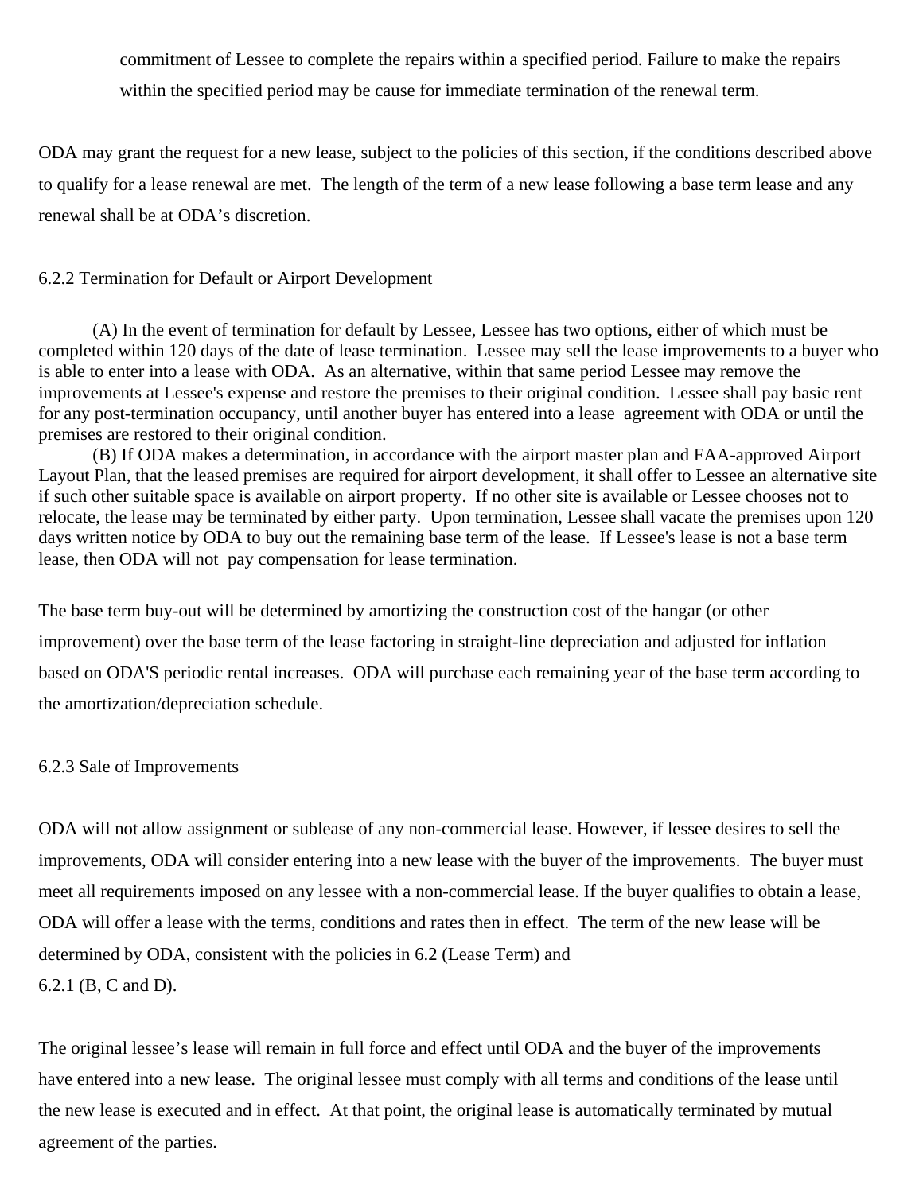commitment of Lessee to complete the repairs within a specified period. Failure to make the repairs within the specified period may be cause for immediate termination of the renewal term.

ODA may grant the request for a new lease, subject to the policies of this section, if the conditions described above to qualify for a lease renewal are met. The length of the term of a new lease following a base term lease and any renewal shall be at ODA's discretion.

6.2.2 Termination for Default or Airport Development

(A) In the event of termination for default by Lessee, Lessee has two options, either of which must be completed within 120 days of the date of lease termination. Lessee may sell the lease improvements to a buyer who is able to enter into a lease with ODA. As an alternative, within that same period Lessee may remove the improvements at Lessee's expense and restore the premises to their original condition. Lessee shall pay basic rent for any post-termination occupancy, until another buyer has entered into a lease agreement with ODA or until the premises are restored to their original condition.

(B) If ODA makes a determination, in accordance with the airport master plan and FAA-approved Airport Layout Plan, that the leased premises are required for airport development, it shall offer to Lessee an alternative site if such other suitable space is available on airport property. If no other site is available or Lessee chooses not to relocate, the lease may be terminated by either party. Upon termination, Lessee shall vacate the premises upon 120 days written notice by ODA to buy out the remaining base term of the lease. If Lessee's lease is not a base term lease, then ODA will not pay compensation for lease termination.

The base term buy-out will be determined by amortizing the construction cost of the hangar (or other improvement) over the base term of the lease factoring in straight-line depreciation and adjusted for inflation based on ODA'S periodic rental increases. ODA will purchase each remaining year of the base term according to the amortization/depreciation schedule.

6.2.3 Sale of Improvements

ODA will not allow assignment or sublease of any non-commercial lease. However, if lessee desires to sell the improvements, ODA will consider entering into a new lease with the buyer of the improvements. The buyer must meet all requirements imposed on any lessee with a non-commercial lease. If the buyer qualifies to obtain a lease, ODA will offer a lease with the terms, conditions and rates then in effect. The term of the new lease will be determined by ODA, consistent with the policies in 6.2 (Lease Term) and 6.2.1 (B, C and D).

The original lessee's lease will remain in full force and effect until ODA and the buyer of the improvements have entered into a new lease. The original lessee must comply with all terms and conditions of the lease until the new lease is executed and in effect. At that point, the original lease is automatically terminated by mutual agreement of the parties.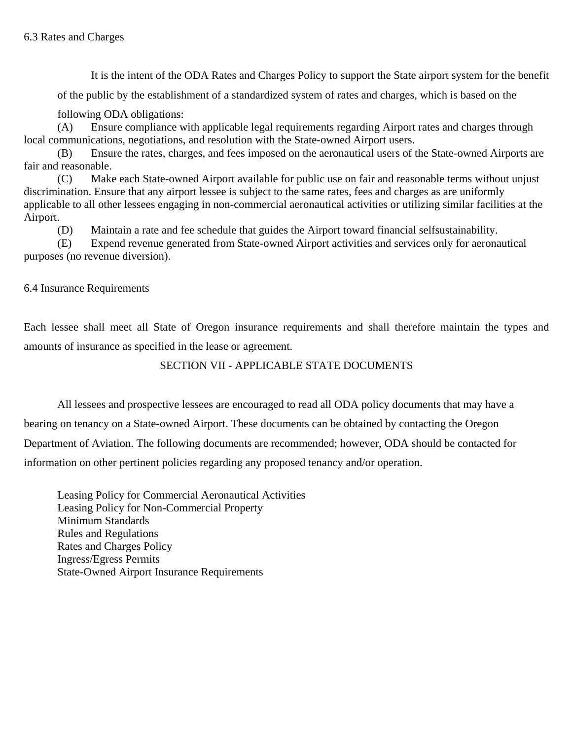## 6.3 Rates and Charges

It is the intent of the ODA Rates and Charges Policy to support the State airport system for the benefit of the public by the establishment of a standardized system of rates and charges, which is based on the following ODA obligations:

(A) Ensure compliance with applicable legal requirements regarding Airport rates and charges through local communications, negotiations, and resolution with the State-owned Airport users.

(B) Ensure the rates, charges, and fees imposed on the aeronautical users of the State-owned Airports are fair and reasonable.

(C) Make each State-owned Airport available for public use on fair and reasonable terms without unjust discrimination. Ensure that any airport lessee is subject to the same rates, fees and charges as are uniformly applicable to all other lessees engaging in non-commercial aeronautical activities or utilizing similar facilities at the Airport.

(D) Maintain a rate and fee schedule that guides the Airport toward financial selfsustainability.

(E) Expend revenue generated from State-owned Airport activities and services only for aeronautical purposes (no revenue diversion).

## 6.4 Insurance Requirements

Each lessee shall meet all State of Oregon insurance requirements and shall therefore maintain the types and amounts of insurance as specified in the lease or agreement.

# SECTION VII - APPLICABLE STATE DOCUMENTS

All lessees and prospective lessees are encouraged to read all ODA policy documents that may have a bearing on tenancy on a State-owned Airport. These documents can be obtained by contacting the Oregon Department of Aviation. The following documents are recommended; however, ODA should be contacted for information on other pertinent policies regarding any proposed tenancy and/or operation.

- Leasing Policy for Commercial Aeronautical Activities
- Leasing Policy for Non-Commercial Property
- Minimum Standards
- Rules and Regulations
- Rates and Charges Policy
- Ingress/Egress Permits
- State-Owned Airport Insurance Requirements